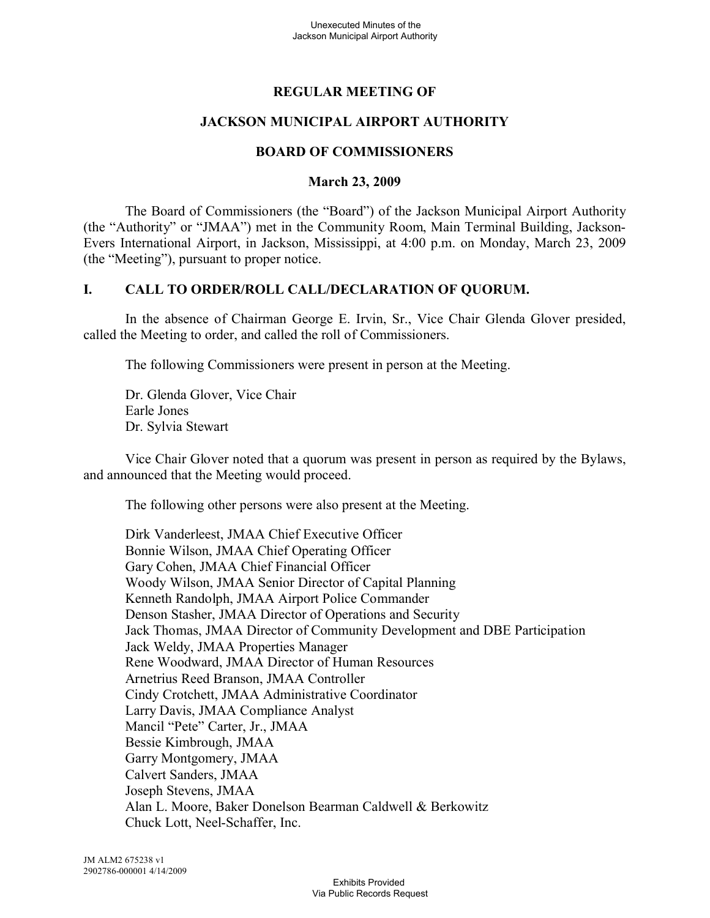# REGULAR MEETING OF

# JACKSON MUNICIPAL AIRPORT AUTHORITY

# BOARD OF COMMISSIONERS

## March 23, 2009

The Board of Commissioners (the "Board") of the Jackson Municipal Airport Authority (the "Authority" or "JMAA") met in the Community Room, Main Terminal Building, Jackson-Evers International Airport, in Jackson, Mississippi, at 4:00 p.m. on Monday, March 23, 2009 (the "Meeting"), pursuant to proper notice.

## I. CALL TO ORDER/ROLL CALL/DECLARATION OF QUORUM.

In the absence of Chairman George E. Irvin, Sr., Vice Chair Glenda Glover presided, called the Meeting to order, and called the roll of Commissioners.

The following Commissioners were present in person at the Meeting.

Dr. Glenda Glover, Vice Chair
Earle Jones
Dr. Sylvia Stewart

Vice Chair Glover noted that a quorum was present in person as required by the Bylaws, and announced that the Meeting would proceed.

The following other persons were also present at the Meeting.

Dirk Vanderleest, JMAA Chief Executive Officer
Bonnie Wilson, JMAA Chief Operating Officer
Gary Cohen, JMAA Chief Financial Officer
Woody Wilson, JMAA Senior Director of Capital Planning
Kenneth Randolph, JMAA Airport Police Commander
Denson Stasher, JMAA Director of Operations and Security
Jack Thomas, JMAA Director of Community Development and DBE Participation
Jack Weldy, JMAA Properties Manager
Rene Woodward, JMAA Director of Human Resources
Arnetrius Reed Branson, JMAA Controller
Cindy Crotchett, JMAA Administrative Coordinator
Larry Davis, JMAA Compliance Analyst
Mancil "Pete" Carter, Jr., JMAA
Bessie Kimbrough, JMAA
Garry Montgomery, JMAA
Calvert Sanders, JMAA
Joseph Stevens, JMAA
Alan L. Moore, Baker Donelson Bearman Caldwell & Berkowitz
Chuck Lott, Neel-Schaffer, Inc.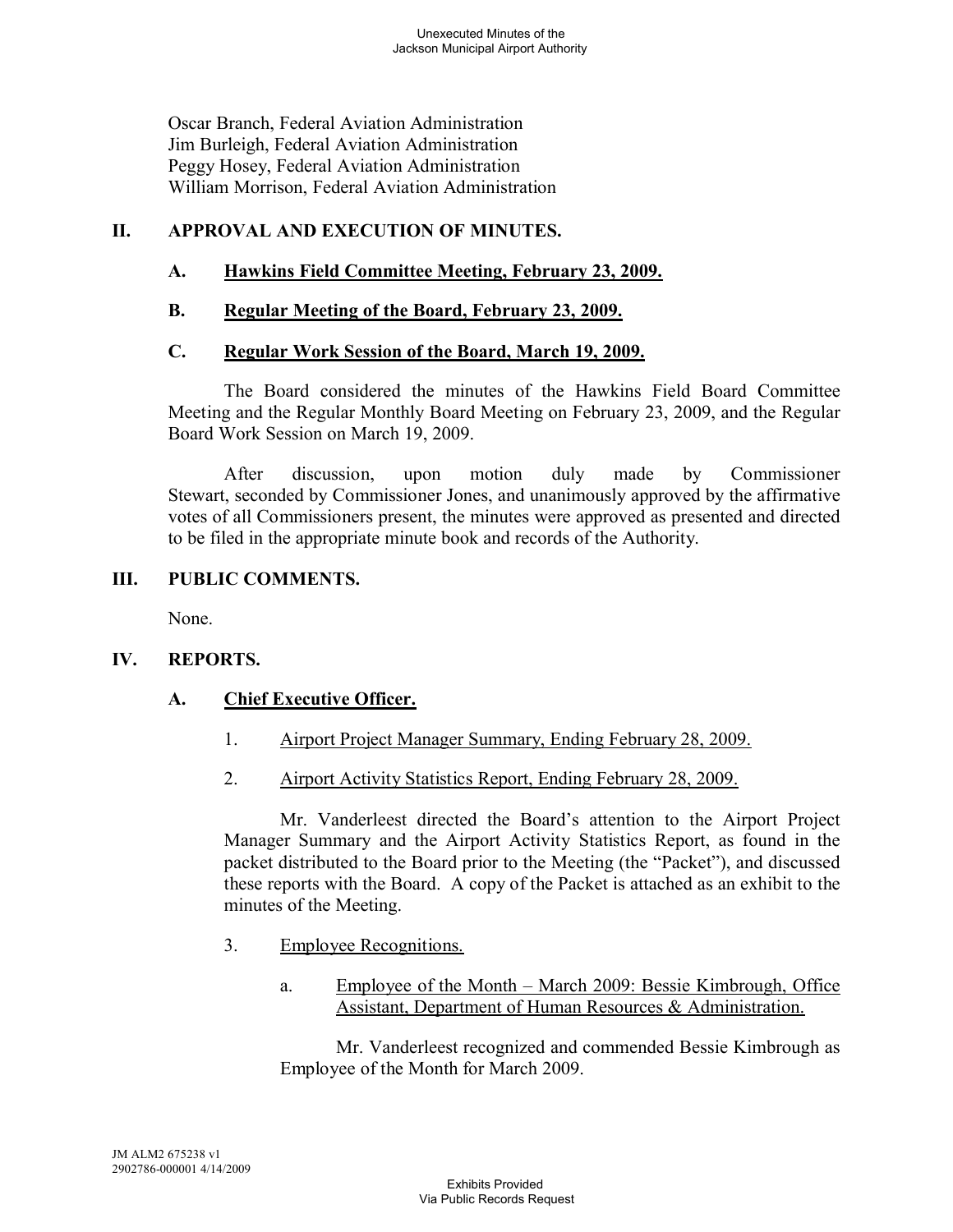Oscar Branch, Federal Aviation Administration
Jim Burleigh, Federal Aviation Administration
Peggy Hosey, Federal Aviation Administration
William Morrison, Federal Aviation Administration

## II. APPROVAL AND EXECUTION OF MINUTES.

### A. Hawkins Field Committee Meeting, February 23, 2009.

### B. Regular Meeting of the Board, February 23, 2009.

### C. Regular Work Session of the Board, March 19, 2009.

The Board considered the minutes of the Hawkins Field Board Committee Meeting and the Regular Monthly Board Meeting on February 23, 2009, and the Regular Board Work Session on March 19, 2009.

After discussion, upon motion duly made by Commissioner Stewart, seconded by Commissioner Jones, and unanimously approved by the affirmative votes of all Commissioners present, the minutes were approved as presented and directed to be filed in the appropriate minute book and records of the Authority.

## III. PUBLIC COMMENTS.

None.

## IV. REPORTS.

### A. Chief Executive Officer.

1. Airport Project Manager Summary, Ending February 28, 2009.

2. Airport Activity Statistics Report, Ending February 28, 2009.

Mr. Vanderleest directed the Board's attention to the Airport Project Manager Summary and the Airport Activity Statistics Report, as found in the packet distributed to the Board prior to the Meeting (the "Packet"), and discussed these reports with the Board. A copy of the Packet is attached as an exhibit to the minutes of the Meeting.

3. Employee Recognitions.

   a. Employee of the Month – March 2009: Bessie Kimbrough, Office Assistant, Department of Human Resources & Administration.

   Mr. Vanderleest recognized and commended Bessie Kimbrough as Employee of the Month for March 2009.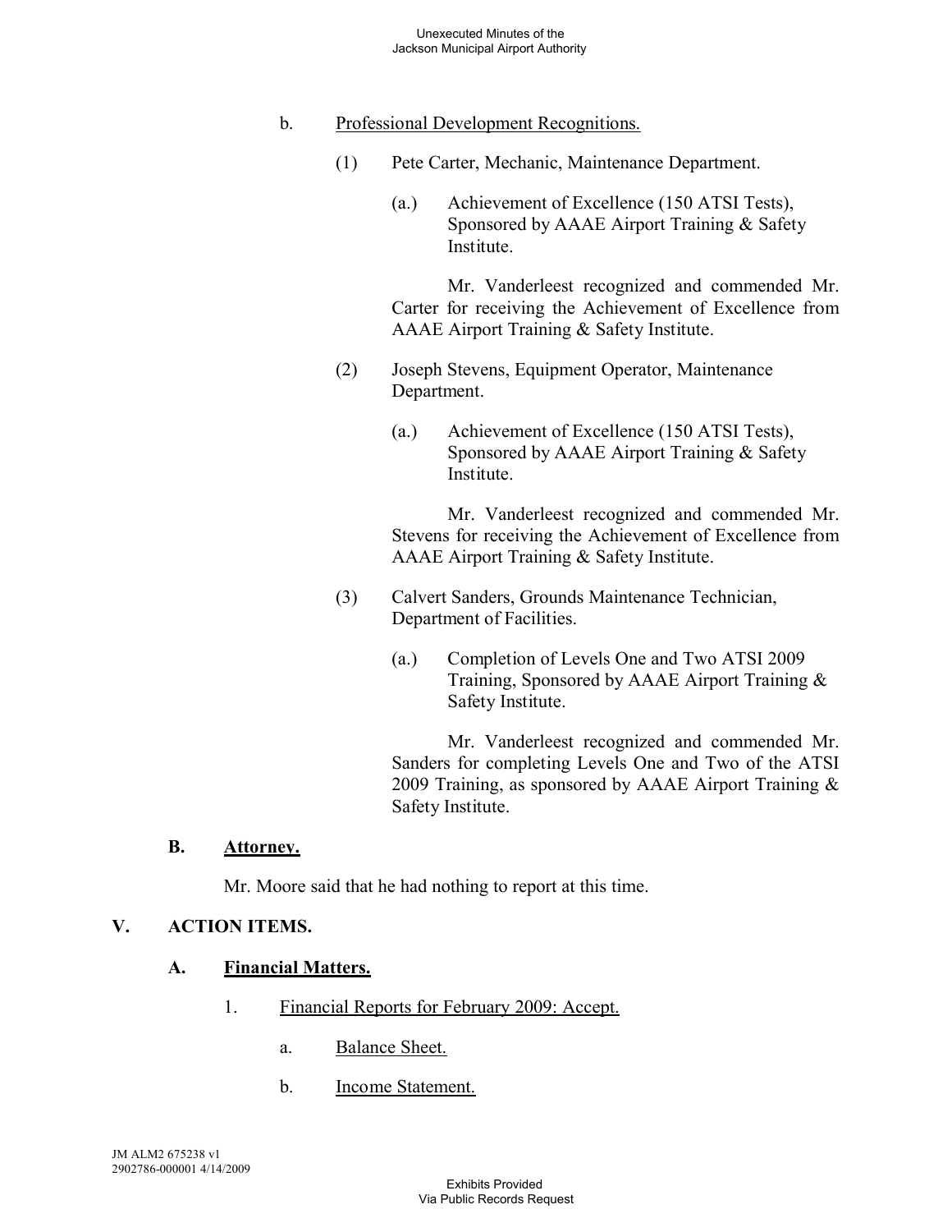b. Professional Development Recognitions.

(1) Pete Carter, Mechanic, Maintenance Department.

(a.) Achievement of Excellence (150 ATSI Tests), Sponsored by AAAE Airport Training & Safety Institute.

Mr. Vanderleest recognized and commended Mr. Carter for receiving the Achievement of Excellence from AAAE Airport Training & Safety Institute.

(2) Joseph Stevens, Equipment Operator, Maintenance Department.

(a.) Achievement of Excellence (150 ATSI Tests), Sponsored by AAAE Airport Training & Safety Institute.

Mr. Vanderleest recognized and commended Mr. Stevens for receiving the Achievement of Excellence from AAAE Airport Training & Safety Institute.

(3) Calvert Sanders, Grounds Maintenance Technician, Department of Facilities.

(a.) Completion of Levels One and Two ATSI 2009 Training, Sponsored by AAAE Airport Training & Safety Institute.

Mr. Vanderleest recognized and commended Mr. Sanders for completing Levels One and Two of the ATSI 2009 Training, as sponsored by AAAE Airport Training & Safety Institute.

### B. Attorney.

Mr. Moore said that he had nothing to report at this time.

## V. ACTION ITEMS.

### A. Financial Matters.

1. Financial Reports for February 2009: Accept.

   a. Balance Sheet.

   b. Income Statement.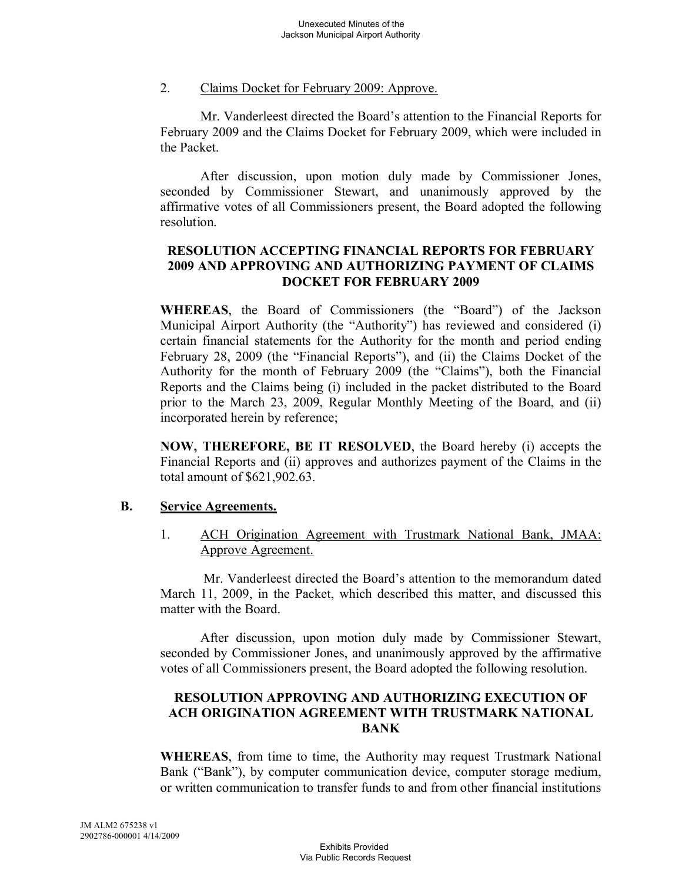2. Claims Docket for February 2009: Approve.

Mr. Vanderleest directed the Board's attention to the Financial Reports for February 2009 and the Claims Docket for February 2009, which were included in the Packet.

After discussion, upon motion duly made by Commissioner Jones, seconded by Commissioner Stewart, and unanimously approved by the affirmative votes of all Commissioners present, the Board adopted the following resolution.

**RESOLUTION ACCEPTING FINANCIAL REPORTS FOR FEBRUARY 2009 AND APPROVING AND AUTHORIZING PAYMENT OF CLAIMS DOCKET FOR FEBRUARY 2009**

**WHEREAS**, the Board of Commissioners (the "Board") of the Jackson Municipal Airport Authority (the "Authority") has reviewed and considered (i) certain financial statements for the Authority for the month and period ending February 28, 2009 (the "Financial Reports"), and (ii) the Claims Docket of the Authority for the month of February 2009 (the "Claims"), both the Financial Reports and the Claims being (i) included in the packet distributed to the Board prior to the March 23, 2009, Regular Monthly Meeting of the Board, and (ii) incorporated herein by reference;

**NOW, THEREFORE, BE IT RESOLVED**, the Board hereby (i) accepts the Financial Reports and (ii) approves and authorizes payment of the Claims in the total amount of $621,902.63.

## B. Service Agreements.

1. ACH Origination Agreement with Trustmark National Bank, JMAA: Approve Agreement.

Mr. Vanderleest directed the Board's attention to the memorandum dated March 11, 2009, in the Packet, which described this matter, and discussed this matter with the Board.

After discussion, upon motion duly made by Commissioner Stewart, seconded by Commissioner Jones, and unanimously approved by the affirmative votes of all Commissioners present, the Board adopted the following resolution.

**RESOLUTION APPROVING AND AUTHORIZING EXECUTION OF ACH ORIGINATION AGREEMENT WITH TRUSTMARK NATIONAL BANK**

**WHEREAS**, from time to time, the Authority may request Trustmark National Bank ("Bank"), by computer communication device, computer storage medium, or written communication to transfer funds to and from other financial institutions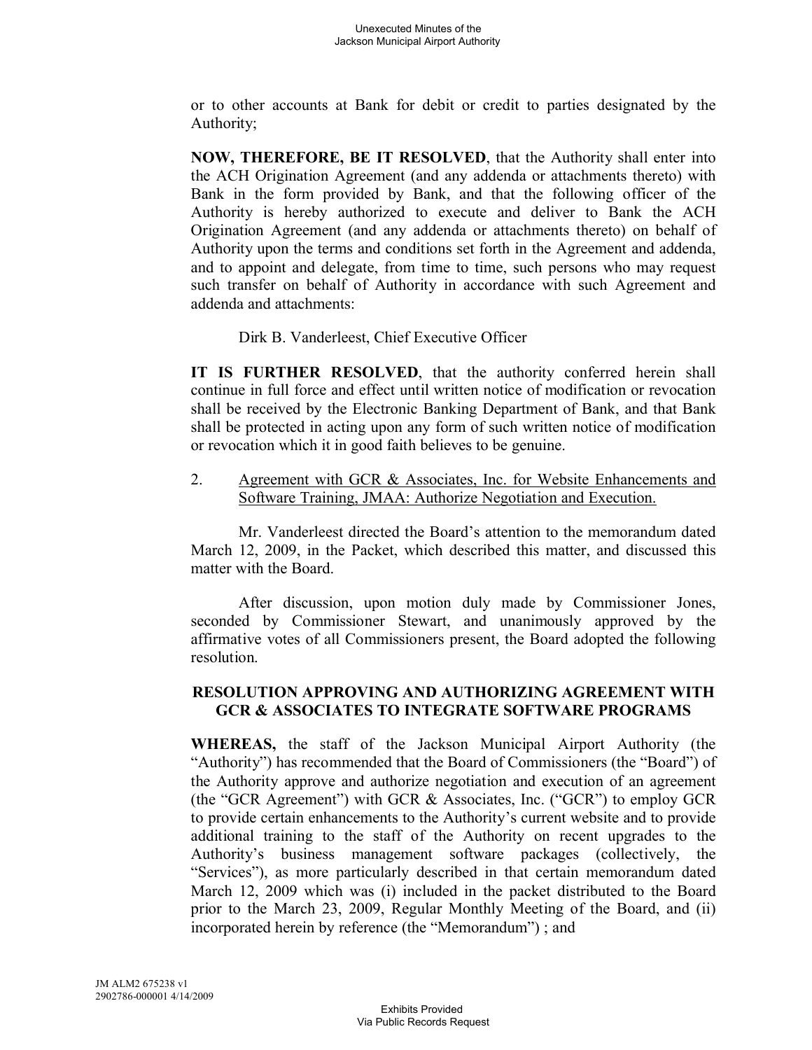or to other accounts at Bank for debit or credit to parties designated by the Authority;

**NOW, THEREFORE, BE IT RESOLVED**, that the Authority shall enter into the ACH Origination Agreement (and any addenda or attachments thereto) with Bank in the form provided by Bank, and that the following officer of the Authority is hereby authorized to execute and deliver to Bank the ACH Origination Agreement (and any addenda or attachments thereto) on behalf of Authority upon the terms and conditions set forth in the Agreement and addenda, and to appoint and delegate, from time to time, such persons who may request such transfer on behalf of Authority in accordance with such Agreement and addenda and attachments:

Dirk B. Vanderleest, Chief Executive Officer

**IT IS FURTHER RESOLVED**, that the authority conferred herein shall continue in full force and effect until written notice of modification or revocation shall be received by the Electronic Banking Department of Bank, and that Bank shall be protected in acting upon any form of such written notice of modification or revocation which it in good faith believes to be genuine.

2. Agreement with GCR & Associates, Inc. for Website Enhancements and Software Training, JMAA: Authorize Negotiation and Execution.

Mr. Vanderleest directed the Board's attention to the memorandum dated March 12, 2009, in the Packet, which described this matter, and discussed this matter with the Board.

After discussion, upon motion duly made by Commissioner Jones, seconded by Commissioner Stewart, and unanimously approved by the affirmative votes of all Commissioners present, the Board adopted the following resolution.

**RESOLUTION APPROVING AND AUTHORIZING AGREEMENT WITH GCR & ASSOCIATES TO INTEGRATE SOFTWARE PROGRAMS**

**WHEREAS,** the staff of the Jackson Municipal Airport Authority (the "Authority") has recommended that the Board of Commissioners (the "Board") of the Authority approve and authorize negotiation and execution of an agreement (the "GCR Agreement") with GCR & Associates, Inc. ("GCR") to employ GCR to provide certain enhancements to the Authority's current website and to provide additional training to the staff of the Authority on recent upgrades to the Authority's business management software packages (collectively, the "Services"), as more particularly described in that certain memorandum dated March 12, 2009 which was (i) included in the packet distributed to the Board prior to the March 23, 2009, Regular Monthly Meeting of the Board, and (ii) incorporated herein by reference (the "Memorandum") ; and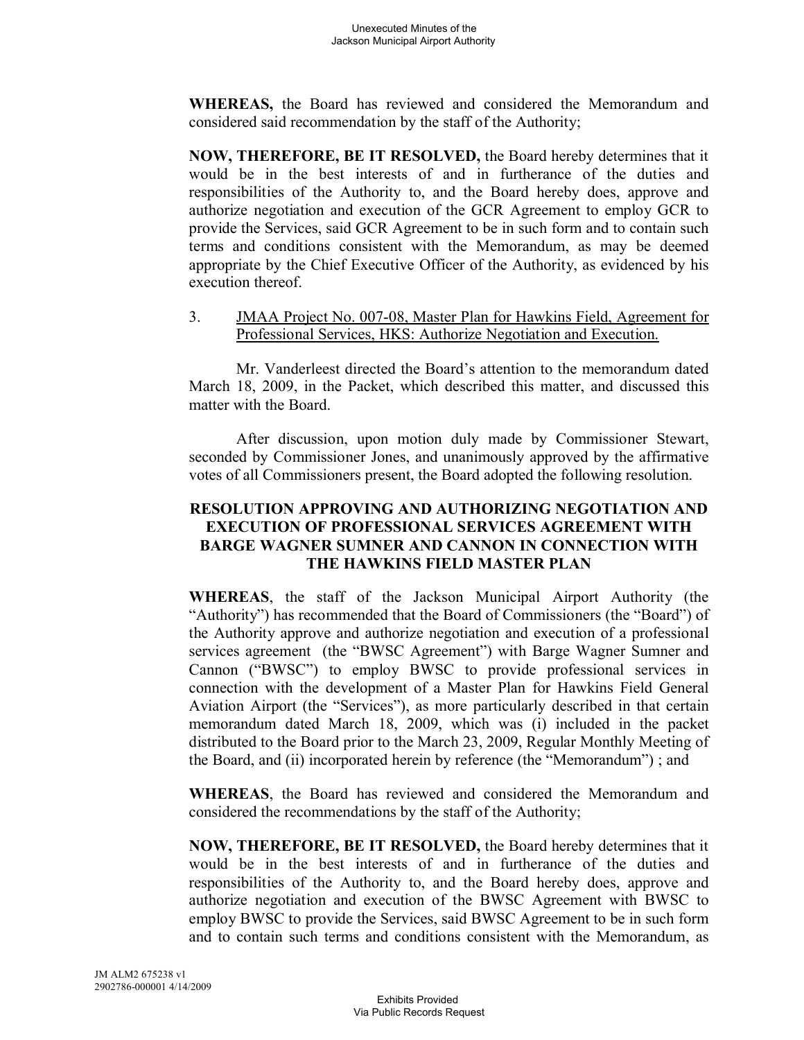**WHEREAS,** the Board has reviewed and considered the Memorandum and considered said recommendation by the staff of the Authority;

**NOW, THEREFORE, BE IT RESOLVED,** the Board hereby determines that it would be in the best interests of and in furtherance of the duties and responsibilities of the Authority to, and the Board hereby does, approve and authorize negotiation and execution of the GCR Agreement to employ GCR to provide the Services, said GCR Agreement to be in such form and to contain such terms and conditions consistent with the Memorandum, as may be deemed appropriate by the Chief Executive Officer of the Authority, as evidenced by his execution thereof.

3. <u>JMAA Project No. 007-08, Master Plan for Hawkins Field, Agreement for Professional Services, HKS: Authorize Negotiation and Execution.</u>

Mr. Vanderleest directed the Board's attention to the memorandum dated March 18, 2009, in the Packet, which described this matter, and discussed this matter with the Board.

After discussion, upon motion duly made by Commissioner Stewart, seconded by Commissioner Jones, and unanimously approved by the affirmative votes of all Commissioners present, the Board adopted the following resolution.

**RESOLUTION APPROVING AND AUTHORIZING NEGOTIATION AND EXECUTION OF PROFESSIONAL SERVICES AGREEMENT WITH BARGE WAGNER SUMNER AND CANNON IN CONNECTION WITH THE HAWKINS FIELD MASTER PLAN**

**WHEREAS**, the staff of the Jackson Municipal Airport Authority (the "Authority") has recommended that the Board of Commissioners (the "Board") of the Authority approve and authorize negotiation and execution of a professional services agreement (the "BWSC Agreement") with Barge Wagner Sumner and Cannon ("BWSC") to employ BWSC to provide professional services in connection with the development of a Master Plan for Hawkins Field General Aviation Airport (the "Services"), as more particularly described in that certain memorandum dated March 18, 2009, which was (i) included in the packet distributed to the Board prior to the March 23, 2009, Regular Monthly Meeting of the Board, and (ii) incorporated herein by reference (the "Memorandum") ; and

**WHEREAS**, the Board has reviewed and considered the Memorandum and considered the recommendations by the staff of the Authority;

**NOW, THEREFORE, BE IT RESOLVED,** the Board hereby determines that it would be in the best interests of and in furtherance of the duties and responsibilities of the Authority to, and the Board hereby does, approve and authorize negotiation and execution of the BWSC Agreement with BWSC to employ BWSC to provide the Services, said BWSC Agreement to be in such form and to contain such terms and conditions consistent with the Memorandum, as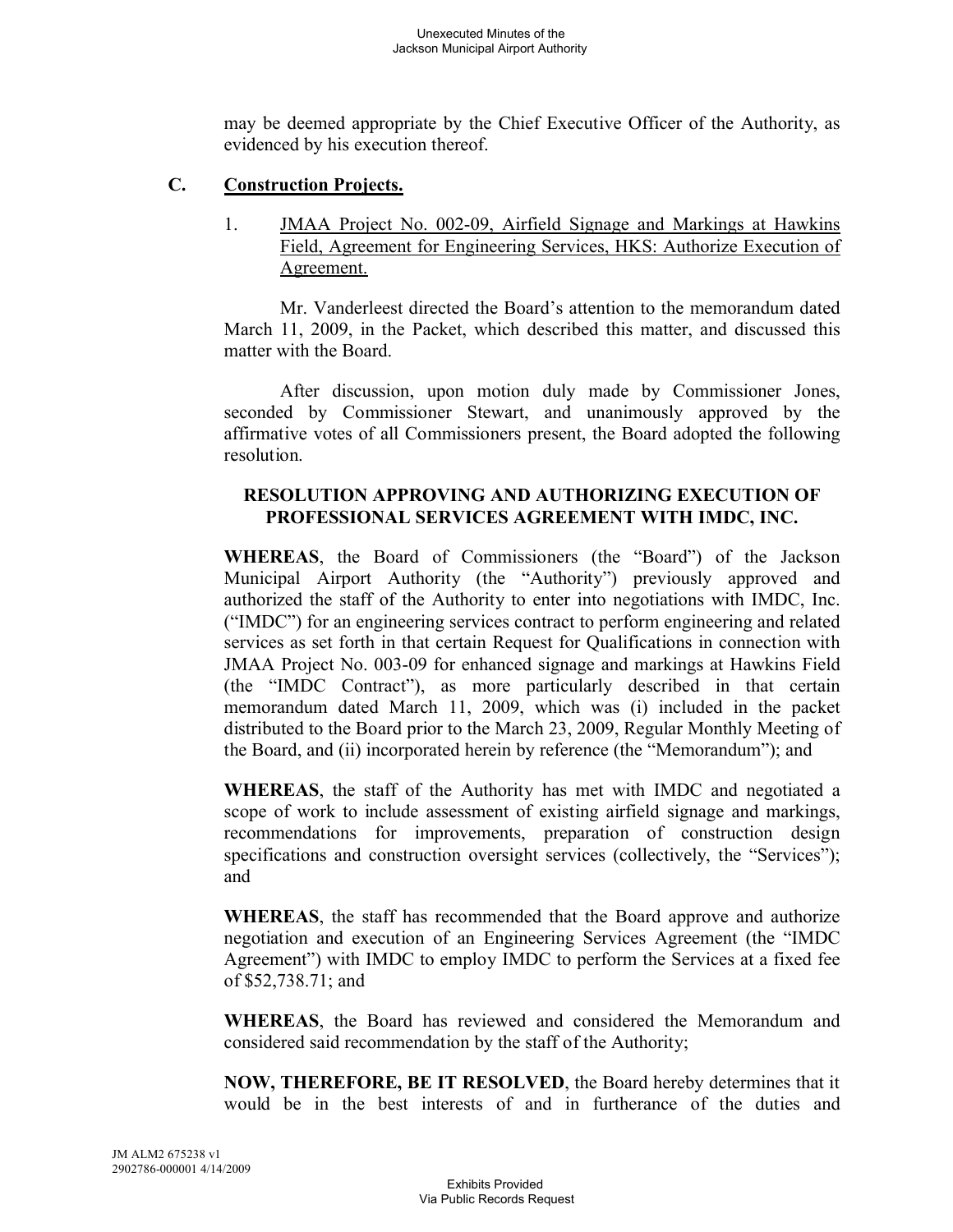may be deemed appropriate by the Chief Executive Officer of the Authority, as evidenced by his execution thereof.

## C. Construction Projects.

1. JMAA Project No. 002-09, Airfield Signage and Markings at Hawkins Field, Agreement for Engineering Services, HKS: Authorize Execution of Agreement.

Mr. Vanderleest directed the Board's attention to the memorandum dated March 11, 2009, in the Packet, which described this matter, and discussed this matter with the Board.

After discussion, upon motion duly made by Commissioner Jones, seconded by Commissioner Stewart, and unanimously approved by the affirmative votes of all Commissioners present, the Board adopted the following resolution.

**RESOLUTION APPROVING AND AUTHORIZING EXECUTION OF PROFESSIONAL SERVICES AGREEMENT WITH IMDC, INC.**

**WHEREAS**, the Board of Commissioners (the "Board") of the Jackson Municipal Airport Authority (the "Authority") previously approved and authorized the staff of the Authority to enter into negotiations with IMDC, Inc. ("IMDC") for an engineering services contract to perform engineering and related services as set forth in that certain Request for Qualifications in connection with JMAA Project No. 003-09 for enhanced signage and markings at Hawkins Field (the "IMDC Contract"), as more particularly described in that certain memorandum dated March 11, 2009, which was (i) included in the packet distributed to the Board prior to the March 23, 2009, Regular Monthly Meeting of the Board, and (ii) incorporated herein by reference (the "Memorandum"); and

**WHEREAS**, the staff of the Authority has met with IMDC and negotiated a scope of work to include assessment of existing airfield signage and markings, recommendations for improvements, preparation of construction design specifications and construction oversight services (collectively, the "Services"); and

**WHEREAS**, the staff has recommended that the Board approve and authorize negotiation and execution of an Engineering Services Agreement (the "IMDC Agreement") with IMDC to employ IMDC to perform the Services at a fixed fee of $52,738.71; and

**WHEREAS**, the Board has reviewed and considered the Memorandum and considered said recommendation by the staff of the Authority;

**NOW, THEREFORE, BE IT RESOLVED**, the Board hereby determines that it would be in the best interests of and in furtherance of the duties and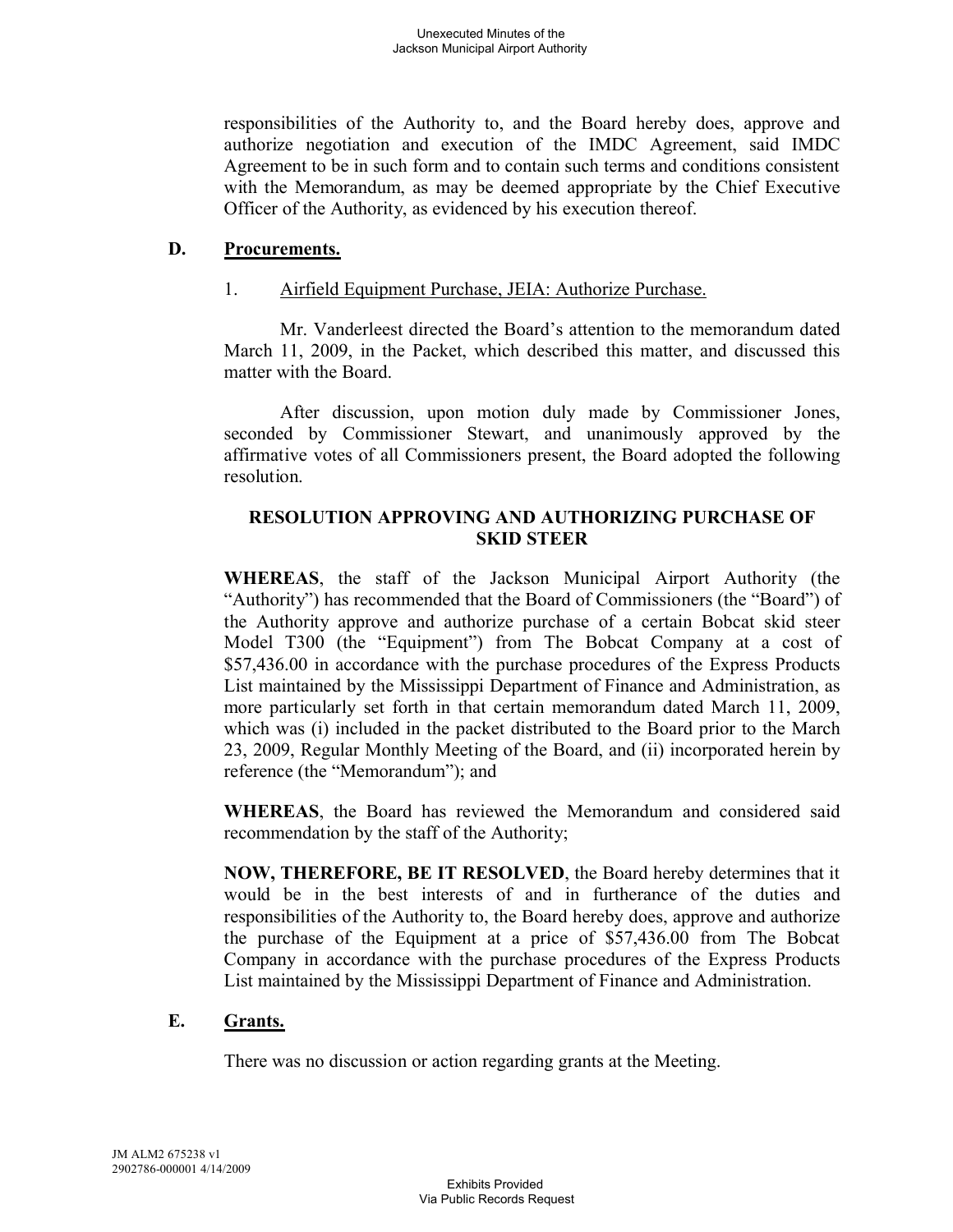responsibilities of the Authority to, and the Board hereby does, approve and authorize negotiation and execution of the IMDC Agreement, said IMDC Agreement to be in such form and to contain such terms and conditions consistent with the Memorandum, as may be deemed appropriate by the Chief Executive Officer of the Authority, as evidenced by his execution thereof.

## D. Procurements.

1. Airfield Equipment Purchase, JEIA: Authorize Purchase.

Mr. Vanderleest directed the Board's attention to the memorandum dated March 11, 2009, in the Packet, which described this matter, and discussed this matter with the Board.

After discussion, upon motion duly made by Commissioner Jones, seconded by Commissioner Stewart, and unanimously approved by the affirmative votes of all Commissioners present, the Board adopted the following resolution.

**RESOLUTION APPROVING AND AUTHORIZING PURCHASE OF SKID STEER**

**WHEREAS**, the staff of the Jackson Municipal Airport Authority (the "Authority") has recommended that the Board of Commissioners (the "Board") of the Authority approve and authorize purchase of a certain Bobcat skid steer Model T300 (the "Equipment") from The Bobcat Company at a cost of $57,436.00 in accordance with the purchase procedures of the Express Products List maintained by the Mississippi Department of Finance and Administration, as more particularly set forth in that certain memorandum dated March 11, 2009, which was (i) included in the packet distributed to the Board prior to the March 23, 2009, Regular Monthly Meeting of the Board, and (ii) incorporated herein by reference (the "Memorandum"); and

**WHEREAS**, the Board has reviewed the Memorandum and considered said recommendation by the staff of the Authority;

**NOW, THEREFORE, BE IT RESOLVED**, the Board hereby determines that it would be in the best interests of and in furtherance of the duties and responsibilities of the Authority to, the Board hereby does, approve and authorize the purchase of the Equipment at a price of $57,436.00 from The Bobcat Company in accordance with the purchase procedures of the Express Products List maintained by the Mississippi Department of Finance and Administration.

## E. Grants.

There was no discussion or action regarding grants at the Meeting.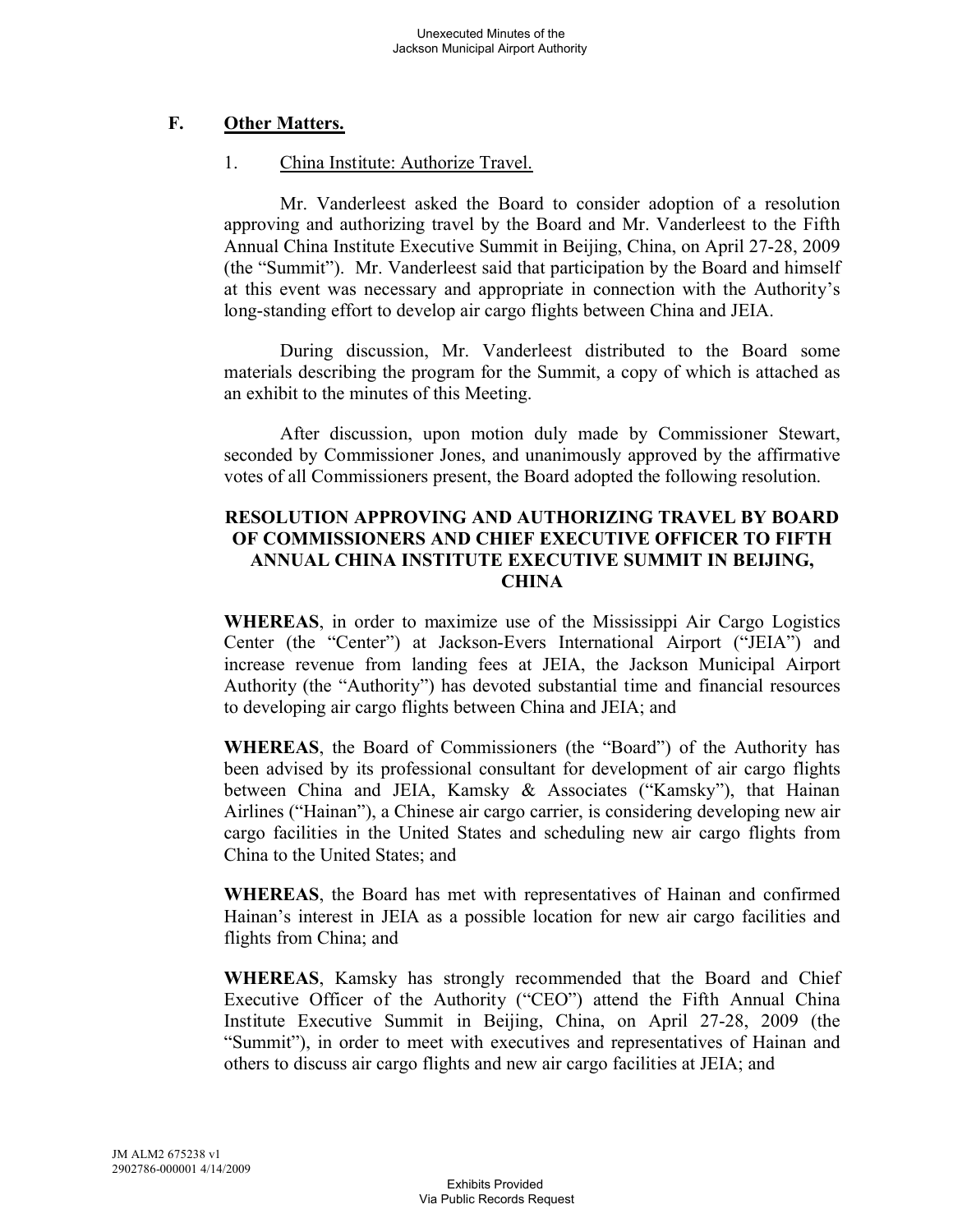## F. Other Matters.

1. China Institute: Authorize Travel.

Mr. Vanderleest asked the Board to consider adoption of a resolution approving and authorizing travel by the Board and Mr. Vanderleest to the Fifth Annual China Institute Executive Summit in Beijing, China, on April 27-28, 2009 (the "Summit"). Mr. Vanderleest said that participation by the Board and himself at this event was necessary and appropriate in connection with the Authority's long-standing effort to develop air cargo flights between China and JEIA.

During discussion, Mr. Vanderleest distributed to the Board some materials describing the program for the Summit, a copy of which is attached as an exhibit to the minutes of this Meeting.

After discussion, upon motion duly made by Commissioner Stewart, seconded by Commissioner Jones, and unanimously approved by the affirmative votes of all Commissioners present, the Board adopted the following resolution.

**RESOLUTION APPROVING AND AUTHORIZING TRAVEL BY BOARD OF COMMISSIONERS AND CHIEF EXECUTIVE OFFICER TO FIFTH ANNUAL CHINA INSTITUTE EXECUTIVE SUMMIT IN BEIJING, CHINA**

**WHEREAS**, in order to maximize use of the Mississippi Air Cargo Logistics Center (the "Center") at Jackson-Evers International Airport ("JEIA") and increase revenue from landing fees at JEIA, the Jackson Municipal Airport Authority (the "Authority") has devoted substantial time and financial resources to developing air cargo flights between China and JEIA; and

**WHEREAS**, the Board of Commissioners (the "Board") of the Authority has been advised by its professional consultant for development of air cargo flights between China and JEIA, Kamsky & Associates ("Kamsky"), that Hainan Airlines ("Hainan"), a Chinese air cargo carrier, is considering developing new air cargo facilities in the United States and scheduling new air cargo flights from China to the United States; and

**WHEREAS**, the Board has met with representatives of Hainan and confirmed Hainan's interest in JEIA as a possible location for new air cargo facilities and flights from China; and

**WHEREAS**, Kamsky has strongly recommended that the Board and Chief Executive Officer of the Authority ("CEO") attend the Fifth Annual China Institute Executive Summit in Beijing, China, on April 27-28, 2009 (the "Summit"), in order to meet with executives and representatives of Hainan and others to discuss air cargo flights and new air cargo facilities at JEIA; and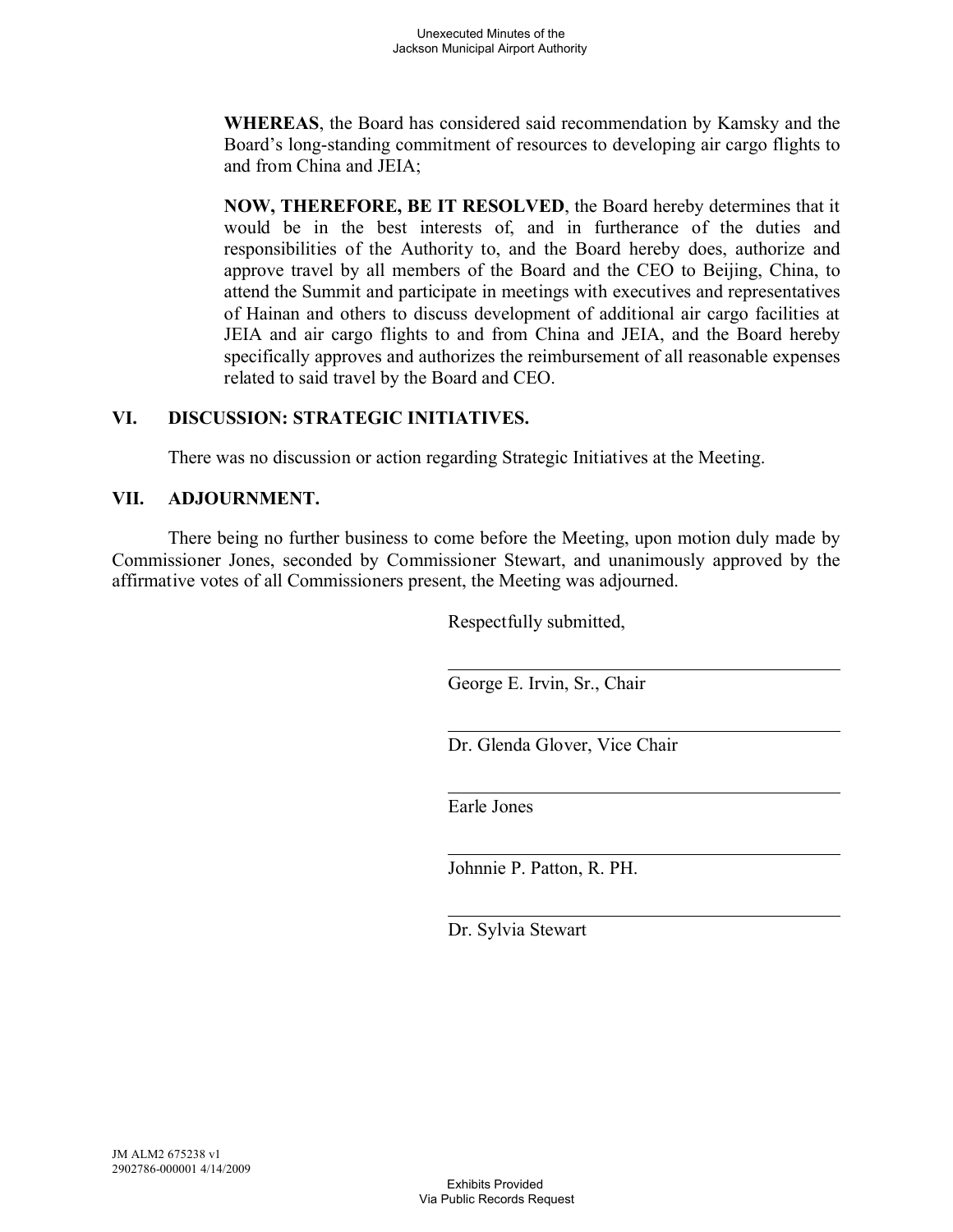**WHEREAS**, the Board has considered said recommendation by Kamsky and the Board's long-standing commitment of resources to developing air cargo flights to and from China and JEIA;

**NOW, THEREFORE, BE IT RESOLVED**, the Board hereby determines that it would be in the best interests of, and in furtherance of the duties and responsibilities of the Authority to, and the Board hereby does, authorize and approve travel by all members of the Board and the CEO to Beijing, China, to attend the Summit and participate in meetings with executives and representatives of Hainan and others to discuss development of additional air cargo facilities at JEIA and air cargo flights to and from China and JEIA, and the Board hereby specifically approves and authorizes the reimbursement of all reasonable expenses related to said travel by the Board and CEO.

## VI. DISCUSSION: STRATEGIC INITIATIVES.

There was no discussion or action regarding Strategic Initiatives at the Meeting.

## VII. ADJOURNMENT.

There being no further business to come before the Meeting, upon motion duly made by Commissioner Jones, seconded by Commissioner Stewart, and unanimously approved by the affirmative votes of all Commissioners present, the Meeting was adjourned.

Respectfully submitted,

\_\_\_\_\_\_\_\_\_\_\_\_\_\_\_\_\_\_\_\_\_\_\_\_\_\_\_\_\_\_

George E. Irvin, Sr., Chair

\_\_\_\_\_\_\_\_\_\_\_\_\_\_\_\_\_\_\_\_\_\_\_\_\_\_\_\_\_\_

Dr. Glenda Glover, Vice Chair

\_\_\_\_\_\_\_\_\_\_\_\_\_\_\_\_\_\_\_\_\_\_\_\_\_\_\_\_\_\_

Earle Jones

\_\_\_\_\_\_\_\_\_\_\_\_\_\_\_\_\_\_\_\_\_\_\_\_\_\_\_\_\_\_

Johnnie P. Patton, R. PH.

\_\_\_\_\_\_\_\_\_\_\_\_\_\_\_\_\_\_\_\_\_\_\_\_\_\_\_\_\_\_

Dr. Sylvia Stewart

JM ALM2 675238 v1
2902786-000001 4/14/2009

Exhibits Provided
Via Public Records Request